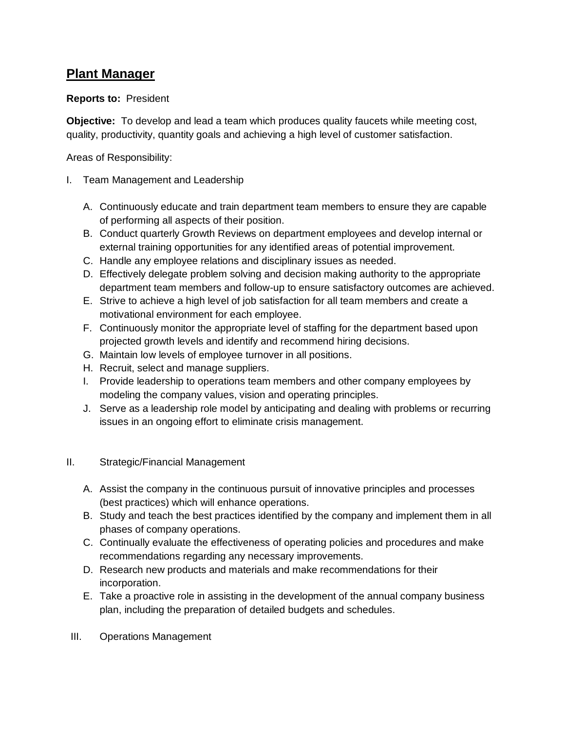# Plant Manager

**Reports to:** President

**Objective:** To develop and lead a team which produces quality faucets while meeting cost, quality, productivity, quantity goals and achieving a high level of customer satisfaction.

Areas of Responsibility:

I. Team Management and Leadership

   A. Continuously educate and train department team members to ensure they are capable of performing all aspects of their position.
   B. Conduct quarterly Growth Reviews on department employees and develop internal or external training opportunities for any identified areas of potential improvement.
   C. Handle any employee relations and disciplinary issues as needed.
   D. Effectively delegate problem solving and decision making authority to the appropriate department team members and follow-up to ensure satisfactory outcomes are achieved.
   E. Strive to achieve a high level of job satisfaction for all team members and create a motivational environment for each employee.
   F. Continuously monitor the appropriate level of staffing for the department based upon projected growth levels and identify and recommend hiring decisions.
   G. Maintain low levels of employee turnover in all positions.
   H. Recruit, select and manage suppliers.
   I. Provide leadership to operations team members and other company employees by modeling the company values, vision and operating principles.
   J. Serve as a leadership role model by anticipating and dealing with problems or recurring issues in an ongoing effort to eliminate crisis management.

II. Strategic/Financial Management

   A. Assist the company in the continuous pursuit of innovative principles and processes (best practices) which will enhance operations.
   B. Study and teach the best practices identified by the company and implement them in all phases of company operations.
   C. Continually evaluate the effectiveness of operating policies and procedures and make recommendations regarding any necessary improvements.
   D. Research new products and materials and make recommendations for their incorporation.
   E. Take a proactive role in assisting in the development of the annual company business plan, including the preparation of detailed budgets and schedules.

III. Operations Management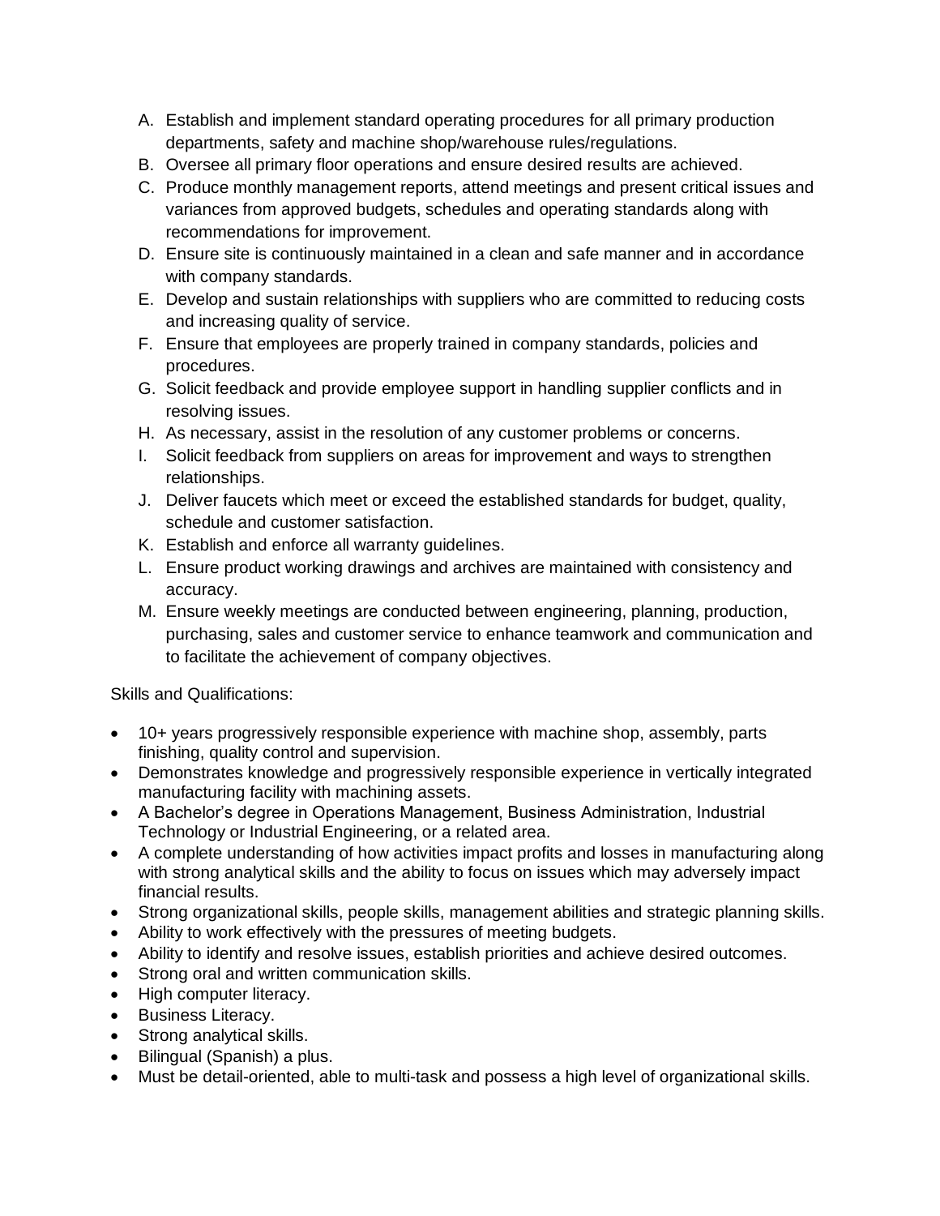A. Establish and implement standard operating procedures for all primary production departments, safety and machine shop/warehouse rules/regulations.
B. Oversee all primary floor operations and ensure desired results are achieved.
C. Produce monthly management reports, attend meetings and present critical issues and variances from approved budgets, schedules and operating standards along with recommendations for improvement.
D. Ensure site is continuously maintained in a clean and safe manner and in accordance with company standards.
E. Develop and sustain relationships with suppliers who are committed to reducing costs and increasing quality of service.
F. Ensure that employees are properly trained in company standards, policies and procedures.
G. Solicit feedback and provide employee support in handling supplier conflicts and in resolving issues.
H. As necessary, assist in the resolution of any customer problems or concerns.
I. Solicit feedback from suppliers on areas for improvement and ways to strengthen relationships.
J. Deliver faucets which meet or exceed the established standards for budget, quality, schedule and customer satisfaction.
K. Establish and enforce all warranty guidelines.
L. Ensure product working drawings and archives are maintained with consistency and accuracy.
M. Ensure weekly meetings are conducted between engineering, planning, production, purchasing, sales and customer service to enhance teamwork and communication and to facilitate the achievement of company objectives.

Skills and Qualifications:

- 10+ years progressively responsible experience with machine shop, assembly, parts finishing, quality control and supervision.
- Demonstrates knowledge and progressively responsible experience in vertically integrated manufacturing facility with machining assets.
- A Bachelor's degree in Operations Management, Business Administration, Industrial Technology or Industrial Engineering, or a related area.
- A complete understanding of how activities impact profits and losses in manufacturing along with strong analytical skills and the ability to focus on issues which may adversely impact financial results.
- Strong organizational skills, people skills, management abilities and strategic planning skills.
- Ability to work effectively with the pressures of meeting budgets.
- Ability to identify and resolve issues, establish priorities and achieve desired outcomes.
- Strong oral and written communication skills.
- High computer literacy.
- Business Literacy.
- Strong analytical skills.
- Bilingual (Spanish) a plus.
- Must be detail-oriented, able to multi-task and possess a high level of organizational skills.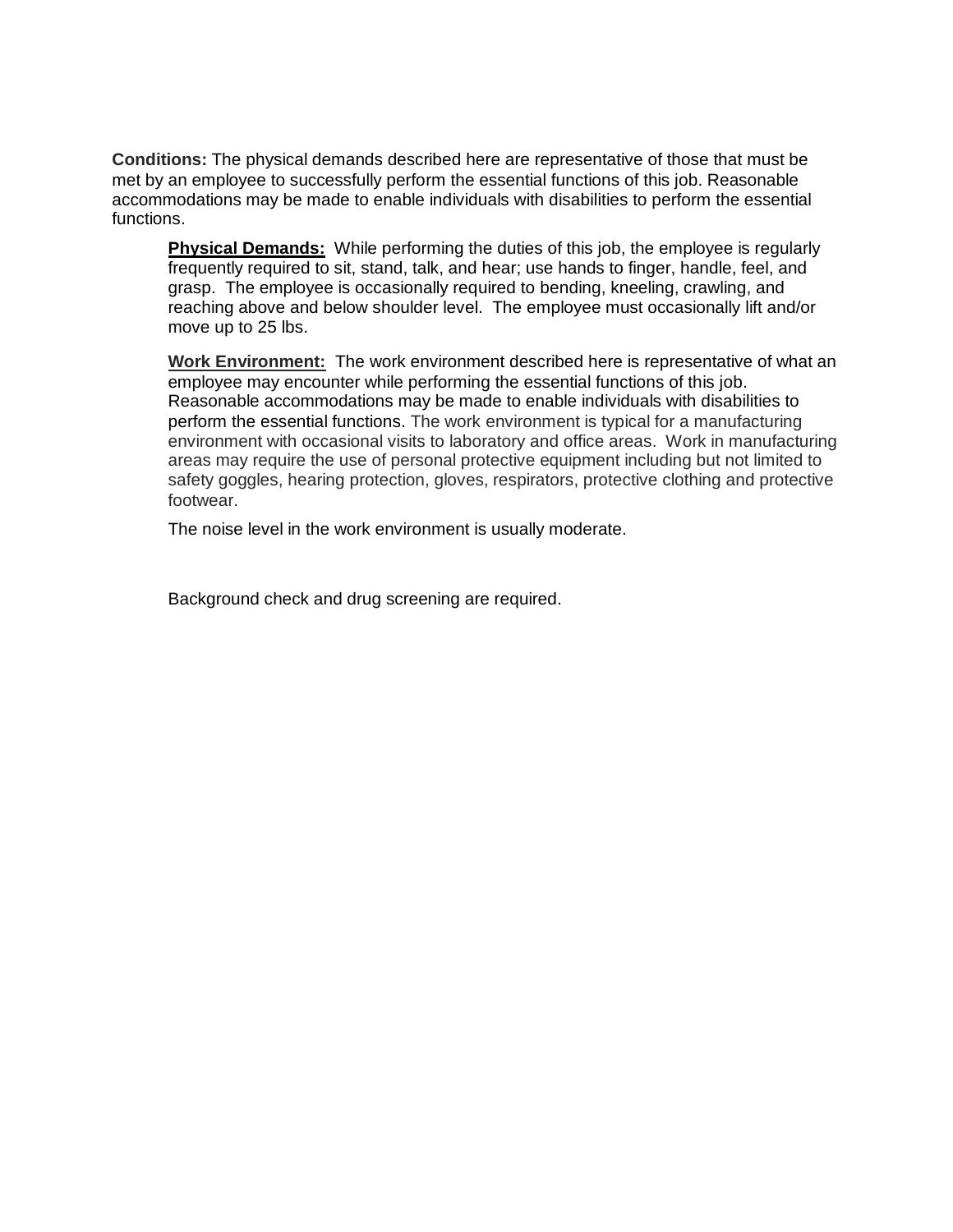**Conditions:** The physical demands described here are representative of those that must be met by an employee to successfully perform the essential functions of this job. Reasonable accommodations may be made to enable individuals with disabilities to perform the essential functions.

**Physical Demands:** While performing the duties of this job, the employee is regularly frequently required to sit, stand, talk, and hear; use hands to finger, handle, feel, and grasp. The employee is occasionally required to bending, kneeling, crawling, and reaching above and below shoulder level. The employee must occasionally lift and/or move up to 25 lbs.

**Work Environment:** The work environment described here is representative of what an employee may encounter while performing the essential functions of this job. Reasonable accommodations may be made to enable individuals with disabilities to perform the essential functions. The work environment is typical for a manufacturing environment with occasional visits to laboratory and office areas. Work in manufacturing areas may require the use of personal protective equipment including but not limited to safety goggles, hearing protection, gloves, respirators, protective clothing and protective footwear.

The noise level in the work environment is usually moderate.

Background check and drug screening are required.